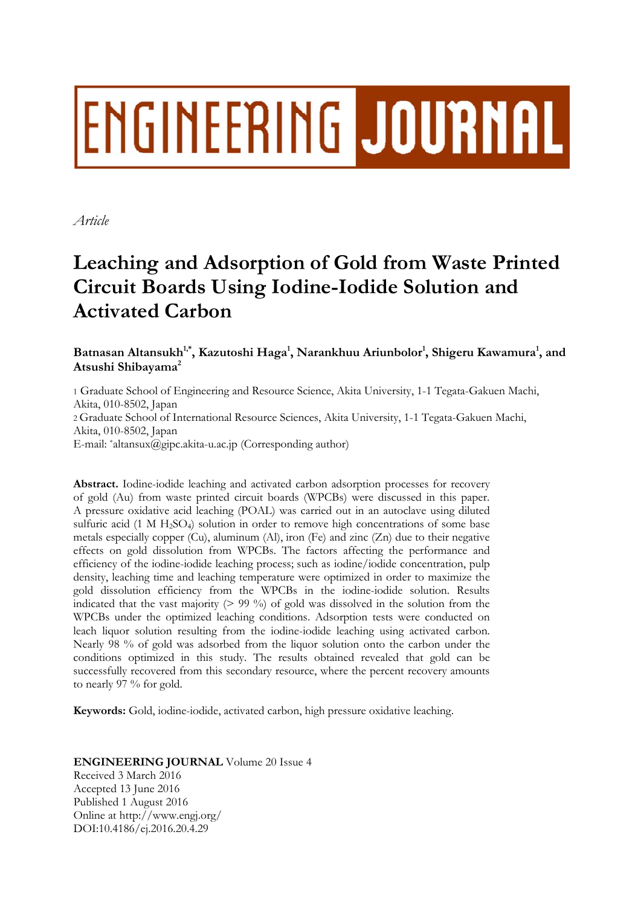# ENGINEERING JOURNAL

*Article*

# Leaching and Adsorption of Gold from Waste Printed Circuit Boards Using Iodine-Iodide Solution and Activated Carbon

**Batnasan Altansukh[1,*], Kazutoshi Haga[1], Narankhuu Ariunbolor[1], Shigeru Kawamura[1], and Atsushi Shibayama[2]**

1 Graduate School of Engineering and Resource Science, Akita University, 1-1 Tegata-Gakuen Machi, Akita, 010-8502, Japan

2 Graduate School of International Resource Sciences, Akita University, 1-1 Tegata-Gakuen Machi, Akita, 010-8502, Japan

E-mail: *altansux@gipc.akita-u.ac.jp (Corresponding author)

**Abstract.** Iodine-iodide leaching and activated carbon adsorption processes for recovery of gold (Au) from waste printed circuit boards (WPCBs) were discussed in this paper. A pressure oxidative acid leaching (POAL) was carried out in an autoclave using diluted sulfuric acid (1 M $H_2SO_4$) solution in order to remove high concentrations of some base metals especially copper (Cu), aluminum (Al), iron (Fe) and zinc (Zn) due to their negative effects on gold dissolution from WPCBs. The factors affecting the performance and efficiency of the iodine-iodide leaching process; such as iodine/iodide concentration, pulp density, leaching time and leaching temperature were optimized in order to maximize the gold dissolution efficiency from the WPCBs in the iodine-iodide solution. Results indicated that the vast majority (> 99 %) of gold was dissolved in the solution from the WPCBs under the optimized leaching conditions. Adsorption tests were conducted on leach liquor solution resulting from the iodine-iodide leaching using activated carbon. Nearly 98 % of gold was adsorbed from the liquor solution onto the carbon under the conditions optimized in this study. The results obtained revealed that gold can be successfully recovered from this secondary resource, where the percent recovery amounts to nearly 97 % for gold.

**Keywords:** Gold, iodine-iodide, activated carbon, high pressure oxidative leaching.

**ENGINEERING JOURNAL** Volume 20 Issue 4
Received 3 March 2016
Accepted 13 June 2016
Published 1 August 2016
Online at http://www.engj.org/
DOI:10.4186/ej.2016.20.4.29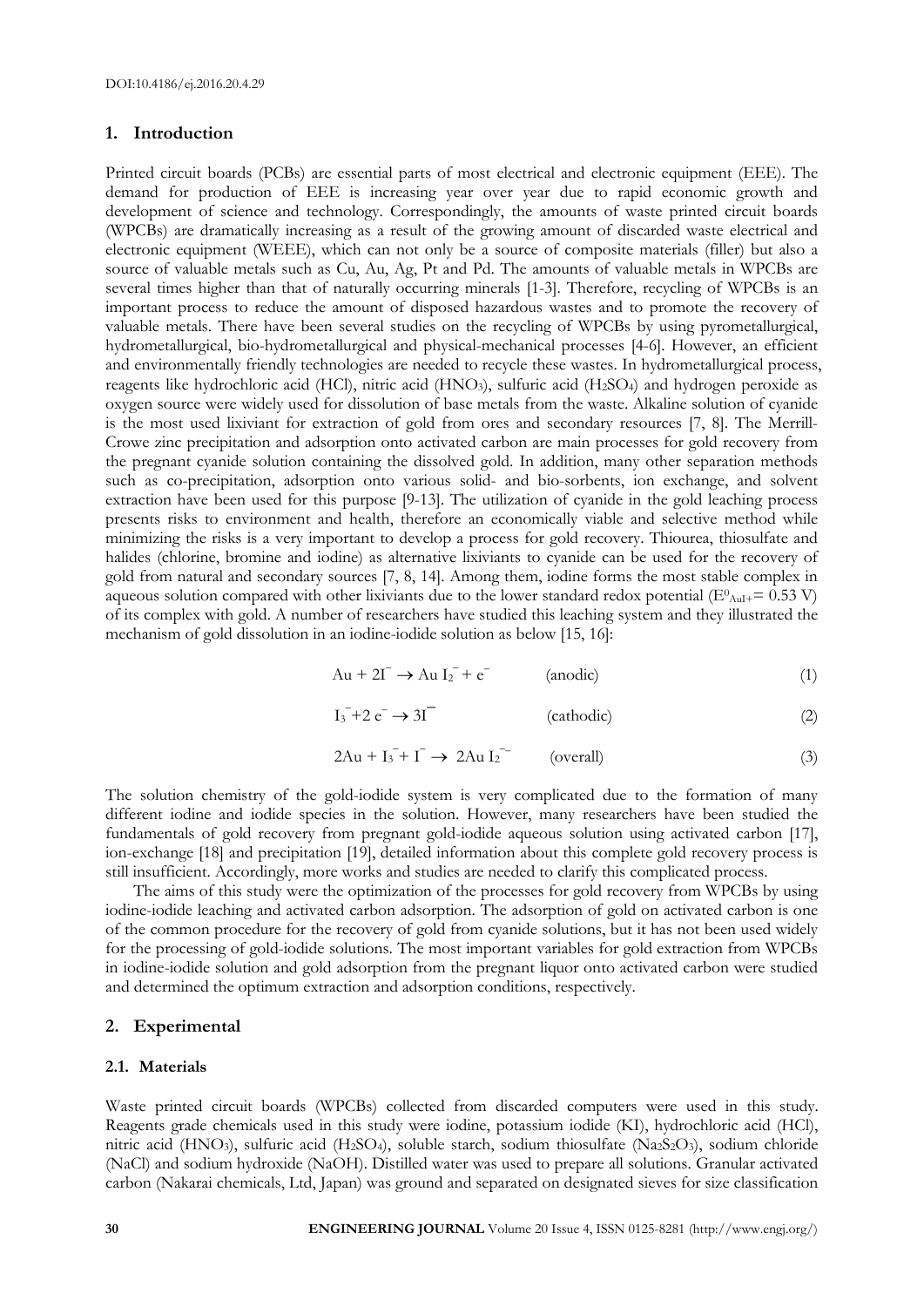## 1. Introduction

Printed circuit boards (PCBs) are essential parts of most electrical and electronic equipment (EEE). The demand for production of EEE is increasing year over year due to rapid economic growth and development of science and technology. Correspondingly, the amounts of waste printed circuit boards (WPCBs) are dramatically increasing as a result of the growing amount of discarded waste electrical and electronic equipment (WEEE), which can not only be a source of composite materials (filler) but also a source of valuable metals such as Cu, Au, Ag, Pt and Pd. The amounts of valuable metals in WPCBs are several times higher than that of naturally occurring minerals [1-3]. Therefore, recycling of WPCBs is an important process to reduce the amount of disposed hazardous wastes and to promote the recovery of valuable metals. There have been several studies on the recycling of WPCBs by using pyrometallurgical, hydrometallurgical, bio-hydrometallurgical and physical-mechanical processes [4-6]. However, an efficient and environmentally friendly technologies are needed to recycle these wastes. In hydrometallurgical process, reagents like hydrochloric acid (HCl), nitric acid ($HNO_3$), sulfuric acid ($H_2SO_4$) and hydrogen peroxide as oxygen source were widely used for dissolution of base metals from the waste. Alkaline solution of cyanide is the most used lixiviant for extraction of gold from ores and secondary resources [7, 8]. The Merrill-Crowe zinc precipitation and adsorption onto activated carbon are main processes for gold recovery from the pregnant cyanide solution containing the dissolved gold. In addition, many other separation methods such as co-precipitation, adsorption onto various solid- and bio-sorbents, ion exchange, and solvent extraction have been used for this purpose [9-13]. The utilization of cyanide in the gold leaching process presents risks to environment and health, therefore an economically viable and selective method while minimizing the risks is a very important to develop a process for gold recovery. Thiourea, thiosulfate and halides (chlorine, bromine and iodine) as alternative lixiviants to cyanide can be used for the recovery of gold from natural and secondary sources [7, 8, 14]. Among them, iodine forms the most stable complex in aqueous solution compared with other lixiviants due to the lower standard redox potential ($E^0_{AuI+} = 0.53$ V) of its complex with gold. A number of researchers have studied this leaching system and they illustrated the mechanism of gold dissolution in an iodine-iodide solution as below [15, 16]:

$$Au + 2I^- \rightarrow AuI_2^- + e^- \qquad \text{(anodic)} \tag{1}$$

$$I_3^- + 2e^- \rightarrow 3I^- \qquad \text{(cathodic)} \tag{2}$$

$$2Au + I_3^- + I^- \rightarrow 2AuI_2^- \qquad \text{(overall)} \tag{3}$$

The solution chemistry of the gold-iodide system is very complicated due to the formation of many different iodine and iodide species in the solution. However, many researchers have been studied the fundamentals of gold recovery from pregnant gold-iodide aqueous solution using activated carbon [17], ion-exchange [18] and precipitation [19], detailed information about this complete gold recovery process is still insufficient. Accordingly, more works and studies are needed to clarify this complicated process.

The aims of this study were the optimization of the processes for gold recovery from WPCBs by using iodine-iodide leaching and activated carbon adsorption. The adsorption of gold on activated carbon is one of the common procedure for the recovery of gold from cyanide solutions, but it has not been used widely for the processing of gold-iodide solutions. The most important variables for gold extraction from WPCBs in iodine-iodide solution and gold adsorption from the pregnant liquor onto activated carbon were studied and determined the optimum extraction and adsorption conditions, respectively.

## 2. Experimental

### 2.1. Materials

Waste printed circuit boards (WPCBs) collected from discarded computers were used in this study. Reagents grade chemicals used in this study were iodine, potassium iodide (KI), hydrochloric acid (HCl), nitric acid ($HNO_3$), sulfuric acid ($H_2SO_4$), soluble starch, sodium thiosulfate ($Na_2S_2O_3$), sodium chloride (NaCl) and sodium hydroxide (NaOH). Distilled water was used to prepare all solutions. Granular activated carbon (Nakarai chemicals, Ltd, Japan) was ground and separated on designated sieves for size classification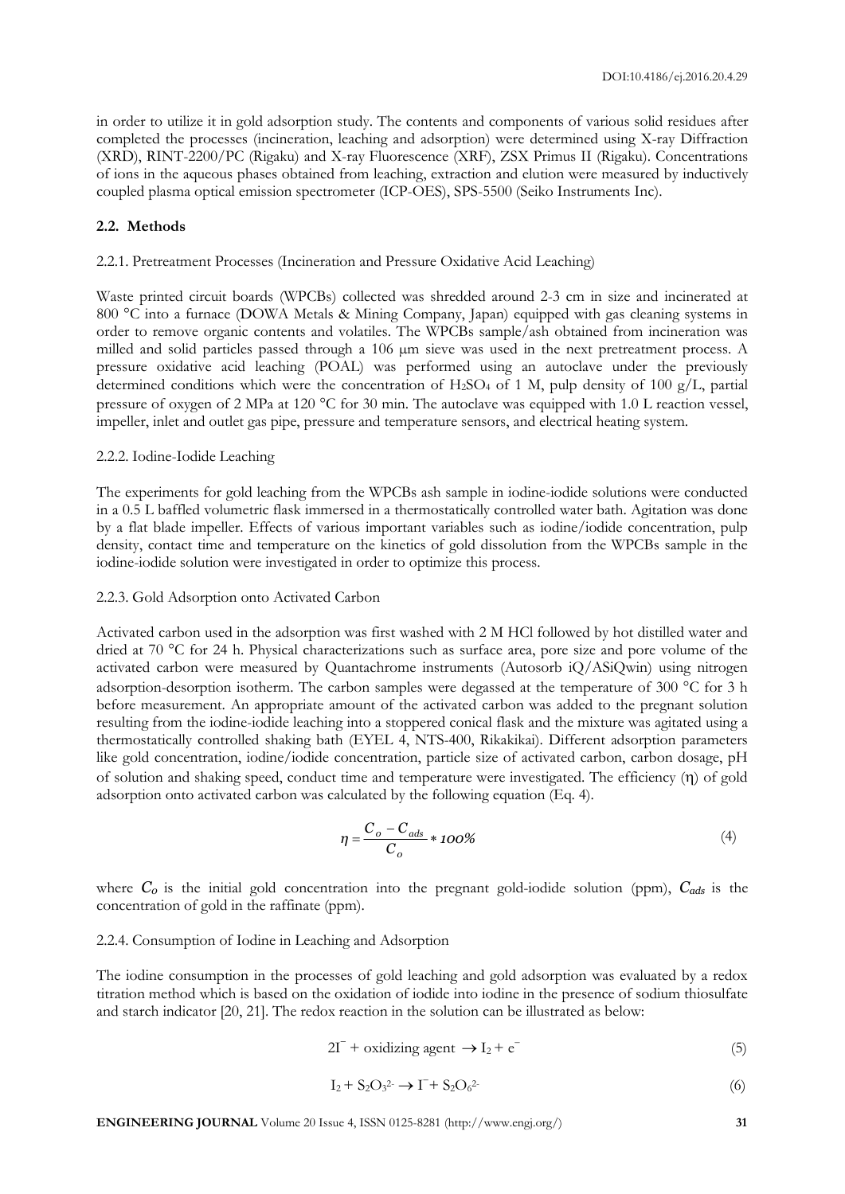in order to utilize it in gold adsorption study. The contents and components of various solid residues after completed the processes (incineration, leaching and adsorption) were determined using X-ray Diffraction (XRD), RINT-2200/PC (Rigaku) and X-ray Fluorescence (XRF), ZSX Primus II (Rigaku). Concentrations of ions in the aqueous phases obtained from leaching, extraction and elution were measured by inductively coupled plasma optical emission spectrometer (ICP-OES), SPS-5500 (Seiko Instruments Inc).

### 2.2. Methods

#### 2.2.1. Pretreatment Processes (Incineration and Pressure Oxidative Acid Leaching)

Waste printed circuit boards (WPCBs) collected was shredded around 2-3 cm in size and incinerated at 800 °C into a furnace (DOWA Metals & Mining Company, Japan) equipped with gas cleaning systems in order to remove organic contents and volatiles. The WPCBs sample/ash obtained from incineration was milled and solid particles passed through a 106 μm sieve was used in the next pretreatment process. A pressure oxidative acid leaching (POAL) was performed using an autoclave under the previously determined conditions which were the concentration of $H_2SO_4$ of 1 M, pulp density of 100 g/L, partial pressure of oxygen of 2 MPa at 120 °C for 30 min. The autoclave was equipped with 1.0 L reaction vessel, impeller, inlet and outlet gas pipe, pressure and temperature sensors, and electrical heating system.

#### 2.2.2. Iodine-Iodide Leaching

The experiments for gold leaching from the WPCBs ash sample in iodine-iodide solutions were conducted in a 0.5 L baffled volumetric flask immersed in a thermostatically controlled water bath. Agitation was done by a flat blade impeller. Effects of various important variables such as iodine/iodide concentration, pulp density, contact time and temperature on the kinetics of gold dissolution from the WPCBs sample in the iodine-iodide solution were investigated in order to optimize this process.

#### 2.2.3. Gold Adsorption onto Activated Carbon

Activated carbon used in the adsorption was first washed with 2 M HCl followed by hot distilled water and dried at 70 °C for 24 h. Physical characterizations such as surface area, pore size and pore volume of the activated carbon were measured by Quantachrome instruments (Autosorb iQ/ASiQwin) using nitrogen adsorption-desorption isotherm. The carbon samples were degassed at the temperature of 300 °C for 3 h before measurement. An appropriate amount of the activated carbon was added to the pregnant solution resulting from the iodine-iodide leaching into a stoppered conical flask and the mixture was agitated using a thermostatically controlled shaking bath (EYEL 4, NTS-400, Rikakikai). Different adsorption parameters like gold concentration, iodine/iodide concentration, particle size of activated carbon, carbon dosage, pH of solution and shaking speed, conduct time and temperature were investigated. The efficiency (η) of gold adsorption onto activated carbon was calculated by the following equation (Eq. 4).

$$\eta = \frac{C_o - C_{ads}}{C_o} * 100\% \tag{4}$$

where $C_o$ is the initial gold concentration into the pregnant gold-iodide solution (ppm), $C_{ads}$ is the concentration of gold in the raffinate (ppm).

#### 2.2.4. Consumption of Iodine in Leaching and Adsorption

The iodine consumption in the processes of gold leaching and gold adsorption was evaluated by a redox titration method which is based on the oxidation of iodide into iodine in the presence of sodium thiosulfate and starch indicator [20, 21]. The redox reaction in the solution can be illustrated as below:

$$2I^- + \text{oxidizing agent} \rightarrow I_2 + e^- \tag{5}$$

$$I_2 + S_2O_3^{2-} \rightarrow I^- + S_2O_6^{2-} \tag{6}$$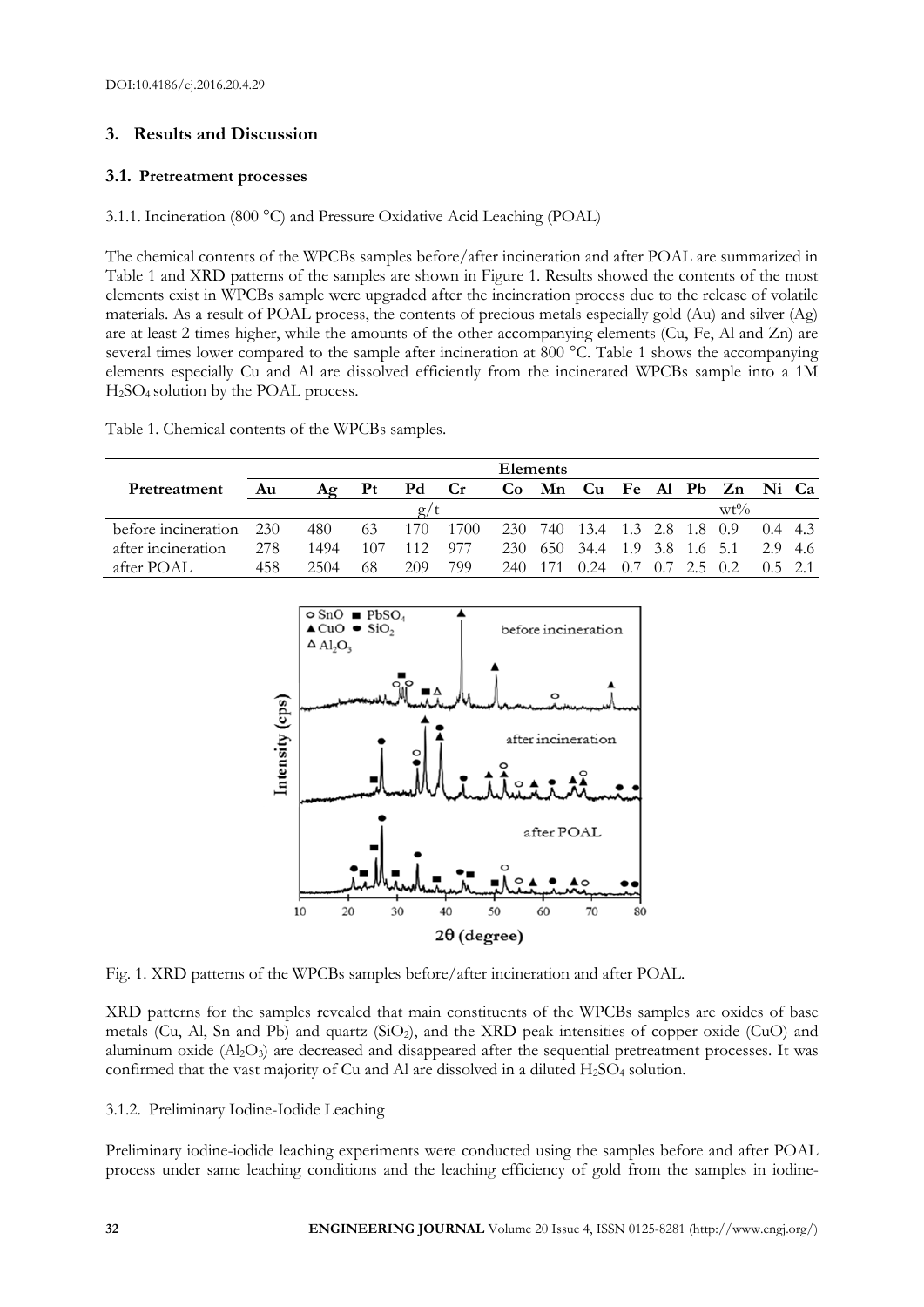## 3. Results and Discussion

### 3.1. Pretreatment processes

3.1.1. Incineration (800 °C) and Pressure Oxidative Acid Leaching (POAL)

The chemical contents of the WPCBs samples before/after incineration and after POAL are summarized in Table 1 and XRD patterns of the samples are shown in Figure 1. Results showed the contents of the most elements exist in WPCBs sample were upgraded after the incineration process due to the release of volatile materials. As a result of POAL process, the contents of precious metals especially gold (Au) and silver (Ag) are at least 2 times higher, while the amounts of the other accompanying elements (Cu, Fe, Al and Zn) are several times lower compared to the sample after incineration at 800 °C. Table 1 shows the accompanying elements especially Cu and Al are dissolved efficiently from the incinerated WPCBs sample into a 1M $H_2SO_4$ solution by the POAL process.

Table 1. Chemical contents of the WPCBs samples.

| Pretreatment | Elements | | | | | | | | | | | | | |
|---|---|---|---|---|---|---|---|---|---|---|---|---|---|---|
| | Au | Ag | Pt | Pd | Cr | Co | Mn | Cu | Fe | Al | Pb | Zn | Ni | Ca |
| | g/t | | | | | | | wt% | | | | | | |
| before incineration | 230 | 480 | 63 | 170 | 1700 | 230 | 740 | 13.4 | 1.3 | 2.8 | 1.8 | 0.9 | 0.4 | 4.3 |
| after incineration | 278 | 1494 | 107 | 112 | 977 | 230 | 650 | 34.4 | 1.9 | 3.8 | 1.6 | 5.1 | 2.9 | 4.6 |
| after POAL | 458 | 2504 | 68 | 209 | 799 | 240 | 171 | 0.24 | 0.7 | 0.7 | 2.5 | 0.2 | 0.5 | 2.1 |

Fig. 1. XRD patterns of the WPCBs samples before/after incineration and after POAL.

XRD patterns for the samples revealed that main constituents of the WPCBs samples are oxides of base metals (Cu, Al, Sn and Pb) and quartz ($SiO_2$), and the XRD peak intensities of copper oxide (CuO) and aluminum oxide ($Al_2O_3$) are decreased and disappeared after the sequential pretreatment processes. It was confirmed that the vast majority of Cu and Al are dissolved in a diluted $H_2SO_4$ solution.

3.1.2. Preliminary Iodine-Iodide Leaching

Preliminary iodine-iodide leaching experiments were conducted using the samples before and after POAL process under same leaching conditions and the leaching efficiency of gold from the samples in iodine-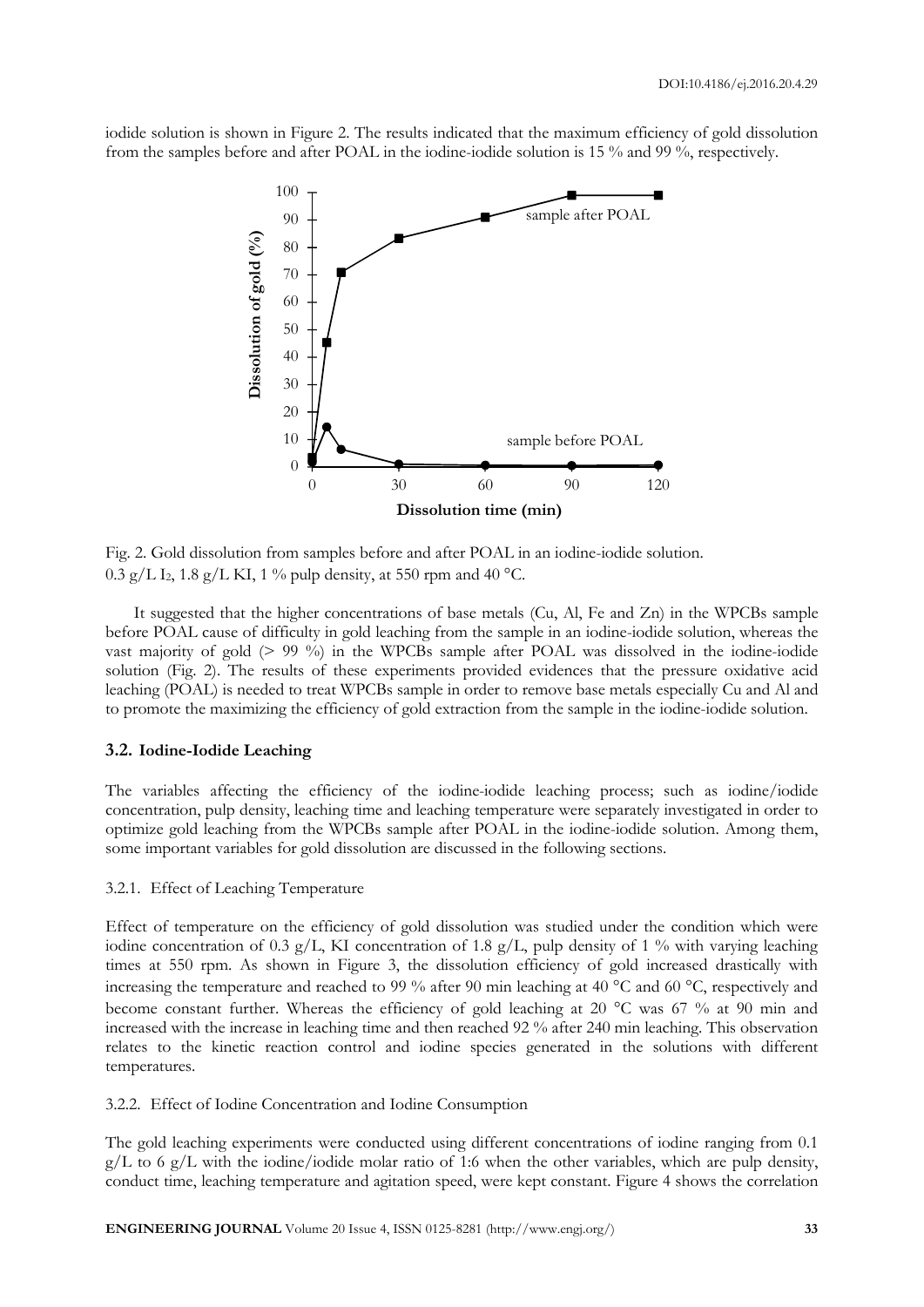iodide solution is shown in Figure 2. The results indicated that the maximum efficiency of gold dissolution from the samples before and after POAL in the iodine-iodide solution is 15 % and 99 %, respectively.

Fig. 2. Gold dissolution from samples before and after POAL in an iodine-iodide solution. 0.3 g/L $I_2$, 1.8 g/L KI, 1 % pulp density, at 550 rpm and 40 °C.

It suggested that the higher concentrations of base metals (Cu, Al, Fe and Zn) in the WPCBs sample before POAL cause of difficulty in gold leaching from the sample in an iodine-iodide solution, whereas the vast majority of gold (> 99 %) in the WPCBs sample after POAL was dissolved in the iodine-iodide solution (Fig. 2). The results of these experiments provided evidences that the pressure oxidative acid leaching (POAL) is needed to treat WPCBs sample in order to remove base metals especially Cu and Al and to promote the maximizing the efficiency of gold extraction from the sample in the iodine-iodide solution.

### 3.2. Iodine-Iodide Leaching

The variables affecting the efficiency of the iodine-iodide leaching process; such as iodine/iodide concentration, pulp density, leaching time and leaching temperature were separately investigated in order to optimize gold leaching from the WPCBs sample after POAL in the iodine-iodide solution. Among them, some important variables for gold dissolution are discussed in the following sections.

#### 3.2.1. Effect of Leaching Temperature

Effect of temperature on the efficiency of gold dissolution was studied under the condition which were iodine concentration of 0.3 g/L, KI concentration of 1.8 g/L, pulp density of 1 % with varying leaching times at 550 rpm. As shown in Figure 3, the dissolution efficiency of gold increased drastically with increasing the temperature and reached to 99 % after 90 min leaching at 40 °C and 60 °C, respectively and become constant further. Whereas the efficiency of gold leaching at 20 °C was 67 % at 90 min and increased with the increase in leaching time and then reached 92 % after 240 min leaching. This observation relates to the kinetic reaction control and iodine species generated in the solutions with different temperatures.

#### 3.2.2. Effect of Iodine Concentration and Iodine Consumption

The gold leaching experiments were conducted using different concentrations of iodine ranging from 0.1 g/L to 6 g/L with the iodine/iodide molar ratio of 1:6 when the other variables, which are pulp density, conduct time, leaching temperature and agitation speed, were kept constant. Figure 4 shows the correlation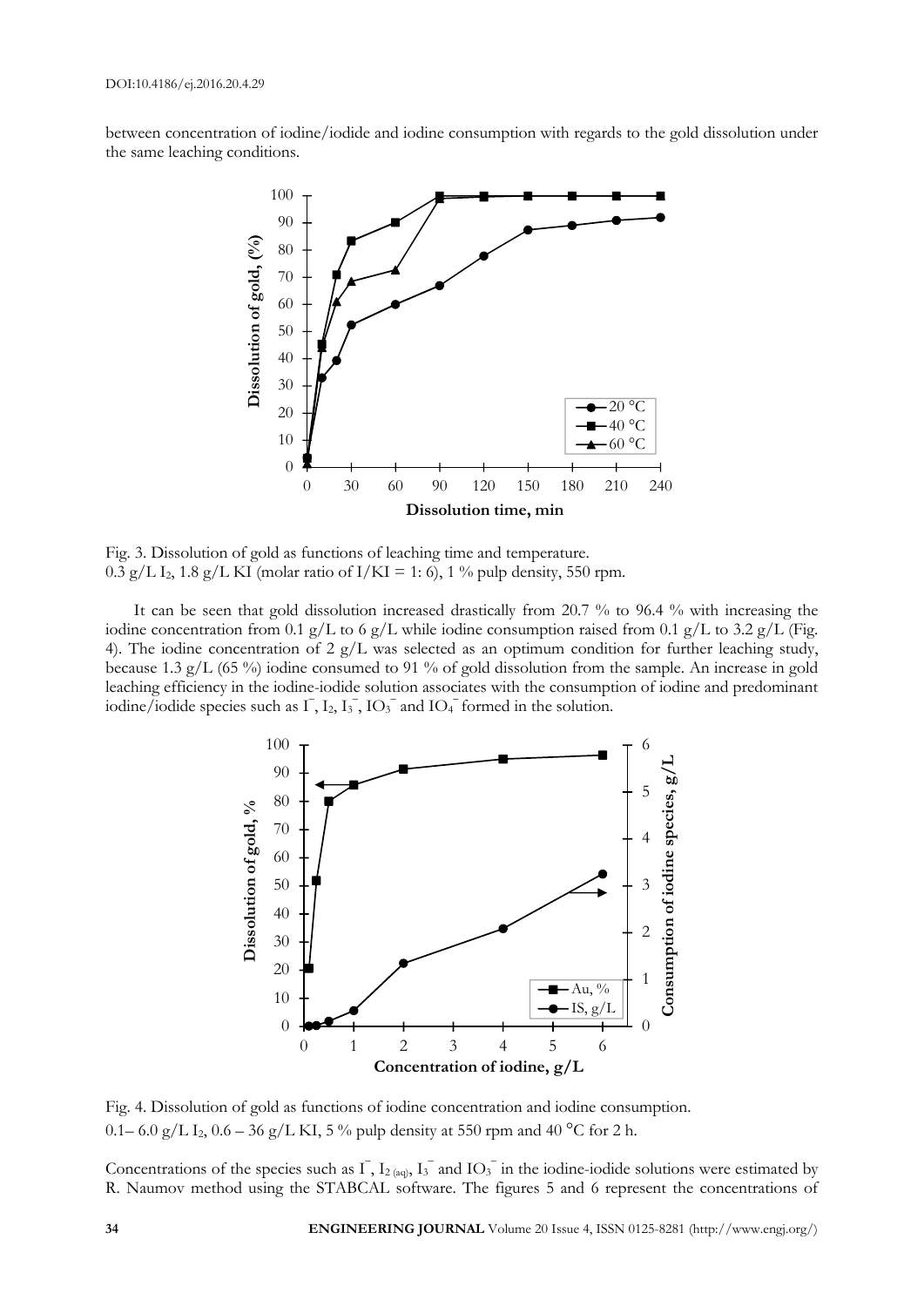between concentration of iodine/iodide and iodine consumption with regards to the gold dissolution under the same leaching conditions.

Fig. 3. Dissolution of gold as functions of leaching time and temperature.
0.3 g/L $I_2$, 1.8 g/L KI (molar ratio of I/KI = 1: 6), 1 % pulp density, 550 rpm.

It can be seen that gold dissolution increased drastically from 20.7 % to 96.4 % with increasing the iodine concentration from 0.1 g/L to 6 g/L while iodine consumption raised from 0.1 g/L to 3.2 g/L (Fig. 4). The iodine concentration of 2 g/L was selected as an optimum condition for further leaching study, because 1.3 g/L (65 %) iodine consumed to 91 % of gold dissolution from the sample. An increase in gold leaching efficiency in the iodine-iodide solution associates with the consumption of iodine and predominant iodine/iodide species such as $I^-$, $I_2$, $I_3^-$, $IO_3^-$ and $IO_4^-$ formed in the solution.

Fig. 4. Dissolution of gold as functions of iodine concentration and iodine consumption.
0.1– 6.0 g/L $I_2$, 0.6 – 36 g/L KI, 5 % pulp density at 550 rpm and 40 °C for 2 h.

Concentrations of the species such as $I^-$, $I_{2\,(aq)}$, $I_3^-$ and $IO_3^-$ in the iodine-iodide solutions were estimated by R. Naumov method using the STABCAL software. The figures 5 and 6 represent the concentrations of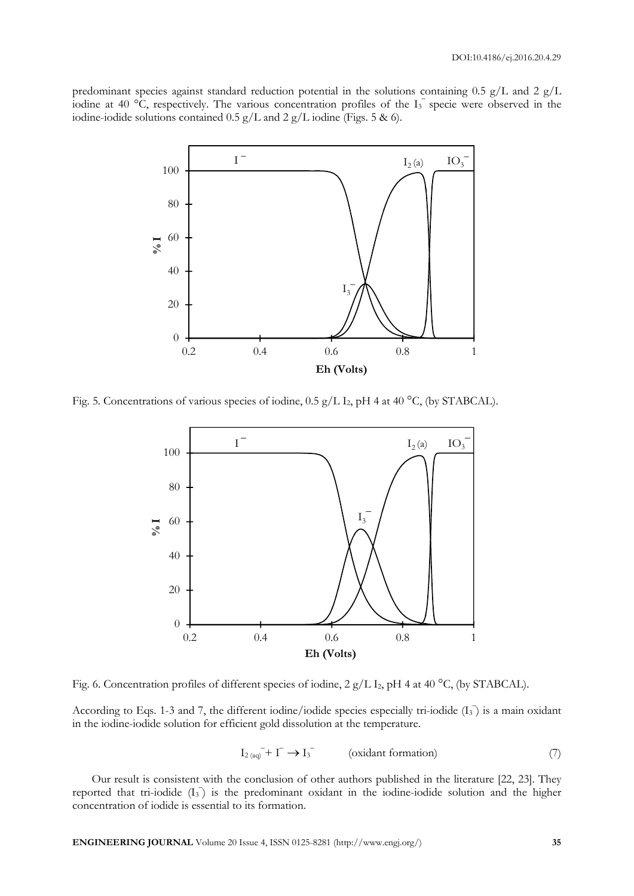predominant species against standard reduction potential in the solutions containing 0.5 g/L and 2 g/L iodine at 40 °C, respectively. The various concentration profiles of the $I_3^-$ specie were observed in the iodine-iodide solutions contained 0.5 g/L and 2 g/L iodine (Figs. 5 & 6).

Fig. 5. Concentrations of various species of iodine, 0.5 g/L $I_2$, pH 4 at 40 °C, (by STABCAL).

Fig. 6. Concentration profiles of different species of iodine, 2 g/L $I_2$, pH 4 at 40 °C, (by STABCAL).

According to Eqs. 1-3 and 7, the different iodine/iodide species especially tri-iodide ($I_3^-$) is a main oxidant in the iodine-iodide solution for efficient gold dissolution at the temperature.

$$I_{2\,(aq)}^- + I^- \rightarrow I_3^- \qquad \text{(oxidant formation)} \qquad (7)$$

Our result is consistent with the conclusion of other authors published in the literature [22, 23]. They reported that tri-iodide ($I_3^-$) is the predominant oxidant in the iodine-iodide solution and the higher concentration of iodide is essential to its formation.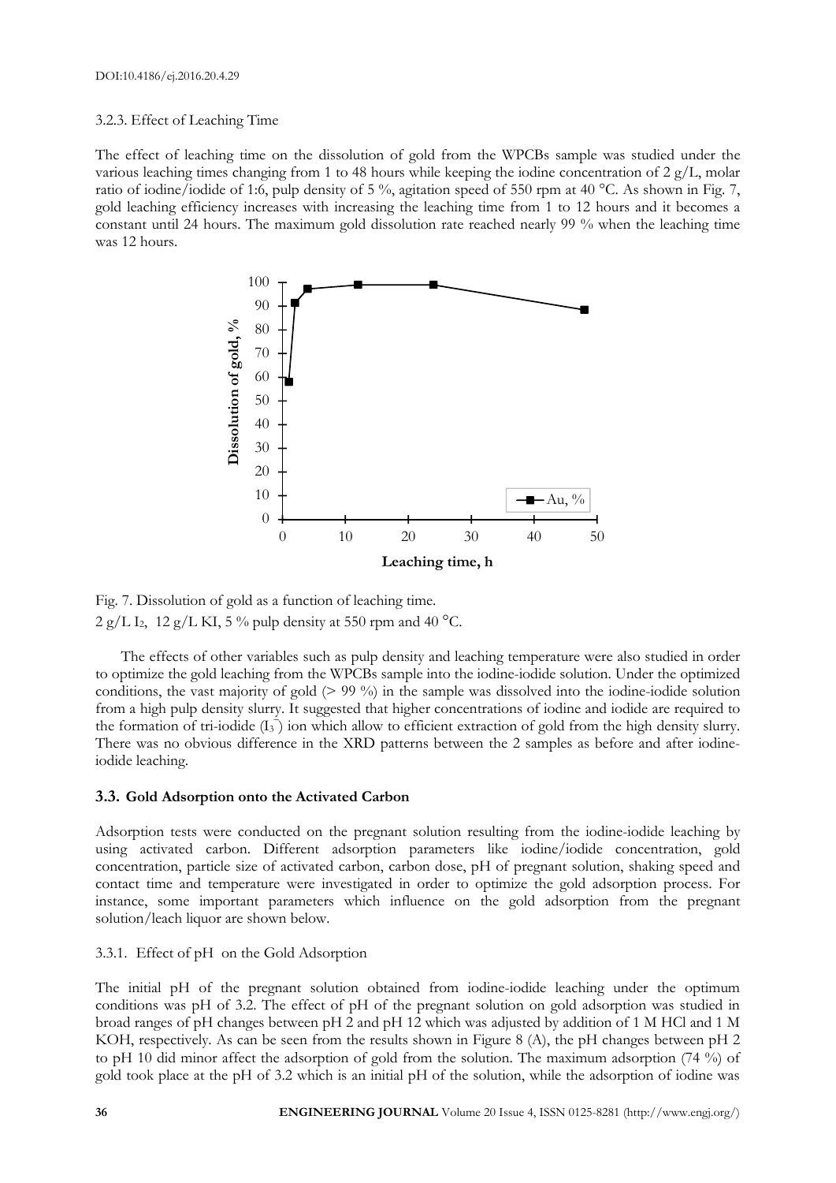### 3.2.3. Effect of Leaching Time

The effect of leaching time on the dissolution of gold from the WPCBs sample was studied under the various leaching times changing from 1 to 48 hours while keeping the iodine concentration of 2 g/L, molar ratio of iodine/iodide of 1:6, pulp density of 5 %, agitation speed of 550 rpm at 40 °C. As shown in Fig. 7, gold leaching efficiency increases with increasing the leaching time from 1 to 12 hours and it becomes a constant until 24 hours. The maximum gold dissolution rate reached nearly 99 % when the leaching time was 12 hours.

Fig. 7. Dissolution of gold as a function of leaching time.
2 g/L $I_2$, 12 g/L KI, 5 % pulp density at 550 rpm and 40 °C.

The effects of other variables such as pulp density and leaching temperature were also studied in order to optimize the gold leaching from the WPCBs sample into the iodine-iodide solution. Under the optimized conditions, the vast majority of gold (> 99 %) in the sample was dissolved into the iodine-iodide solution from a high pulp density slurry. It suggested that higher concentrations of iodine and iodide are required to the formation of tri-iodide ($I_3^-$) ion which allow to efficient extraction of gold from the high density slurry. There was no obvious difference in the XRD patterns between the 2 samples as before and after iodine-iodide leaching.

## 3.3. Gold Adsorption onto the Activated Carbon

Adsorption tests were conducted on the pregnant solution resulting from the iodine-iodide leaching by using activated carbon. Different adsorption parameters like iodine/iodide concentration, gold concentration, particle size of activated carbon, carbon dose, pH of pregnant solution, shaking speed and contact time and temperature were investigated in order to optimize the gold adsorption process. For instance, some important parameters which influence on the gold adsorption from the pregnant solution/leach liquor are shown below.

### 3.3.1. Effect of pH on the Gold Adsorption

The initial pH of the pregnant solution obtained from iodine-iodide leaching under the optimum conditions was pH of 3.2. The effect of pH of the pregnant solution on gold adsorption was studied in broad ranges of pH changes between pH 2 and pH 12 which was adjusted by addition of 1 M HCl and 1 M KOH, respectively. As can be seen from the results shown in Figure 8 (A), the pH changes between pH 2 to pH 10 did minor affect the adsorption of gold from the solution. The maximum adsorption (74 %) of gold took place at the pH of 3.2 which is an initial pH of the solution, while the adsorption of iodine was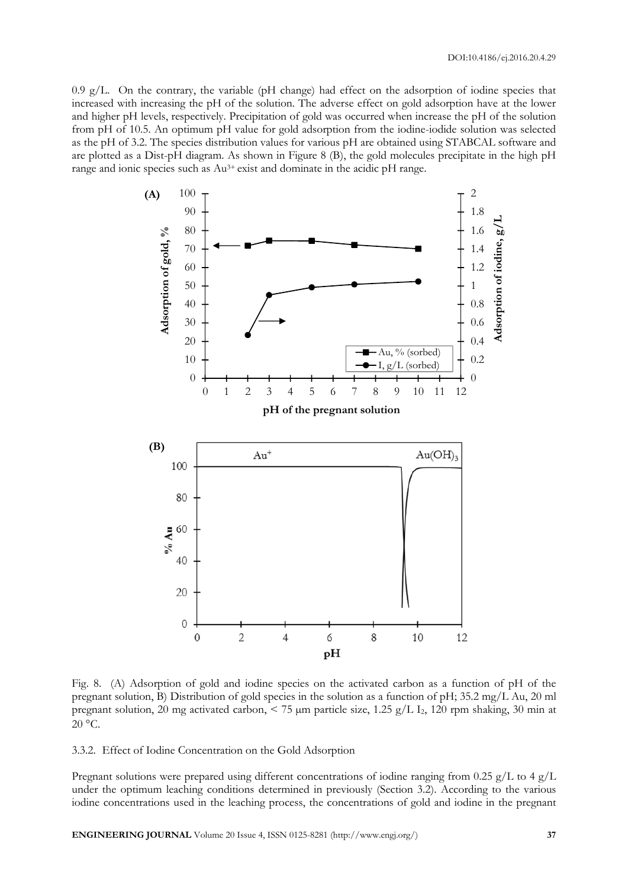0.9 g/L. On the contrary, the variable (pH change) had effect on the adsorption of iodine species that increased with increasing the pH of the solution. The adverse effect on gold adsorption have at the lower and higher pH levels, respectively. Precipitation of gold was occurred when increase the pH of the solution from pH of 10.5. An optimum pH value for gold adsorption from the iodine-iodide solution was selected as the pH of 3.2. The species distribution values for various pH are obtained using STABCAL software and are plotted as a Dist-pH diagram. As shown in Figure 8 (B), the gold molecules precipitate in the high pH range and ionic species such as $Au^{3+}$ exist and dominate in the acidic pH range.

Fig. 8. (A) Adsorption of gold and iodine species on the activated carbon as a function of pH of the pregnant solution, B) Distribution of gold species in the solution as a function of pH; 35.2 mg/L Au, 20 ml pregnant solution, 20 mg activated carbon, < 75 μm particle size, 1.25 g/L $I_2$, 120 rpm shaking, 30 min at 20 °C.

### 3.3.2. Effect of Iodine Concentration on the Gold Adsorption

Pregnant solutions were prepared using different concentrations of iodine ranging from 0.25 g/L to 4 g/L under the optimum leaching conditions determined in previously (Section 3.2). According to the various iodine concentrations used in the leaching process, the concentrations of gold and iodine in the pregnant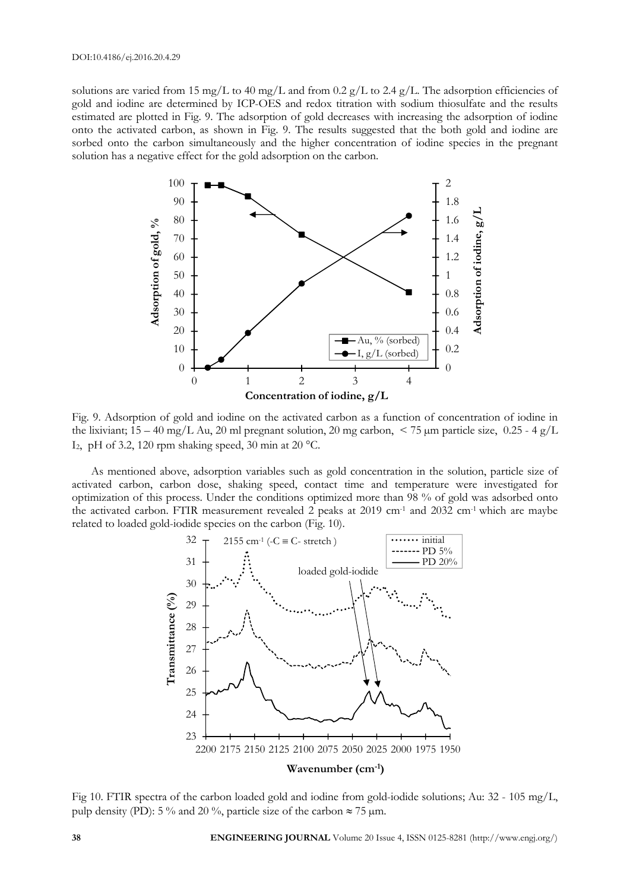solutions are varied from 15 mg/L to 40 mg/L and from 0.2 g/L to 2.4 g/L. The adsorption efficiencies of gold and iodine are determined by ICP-OES and redox titration with sodium thiosulfate and the results estimated are plotted in Fig. 9. The adsorption of gold decreases with increasing the adsorption of iodine onto the activated carbon, as shown in Fig. 9. The results suggested that the both gold and iodine are sorbed onto the carbon simultaneously and the higher concentration of iodine species in the pregnant solution has a negative effect for the gold adsorption on the carbon.

Fig. 9. Adsorption of gold and iodine on the activated carbon as a function of concentration of iodine in the lixiviant; 15 – 40 mg/L Au, 20 ml pregnant solution, 20 mg carbon, < 75 μm particle size, 0.25 - 4 g/L $I_2$, pH of 3.2, 120 rpm shaking speed, 30 min at 20 °C.

As mentioned above, adsorption variables such as gold concentration in the solution, particle size of activated carbon, carbon dose, shaking speed, contact time and temperature were investigated for optimization of this process. Under the conditions optimized more than 98 % of gold was adsorbed onto the activated carbon. FTIR measurement revealed 2 peaks at 2019 $cm^{-1}$ and 2032 $cm^{-1}$ which are maybe related to loaded gold-iodide species on the carbon (Fig. 10).

Fig 10. FTIR spectra of the carbon loaded gold and iodine from gold-iodide solutions; Au: 32 - 105 mg/L, pulp density (PD): 5 % and 20 %, particle size of the carbon ≈ 75 μm.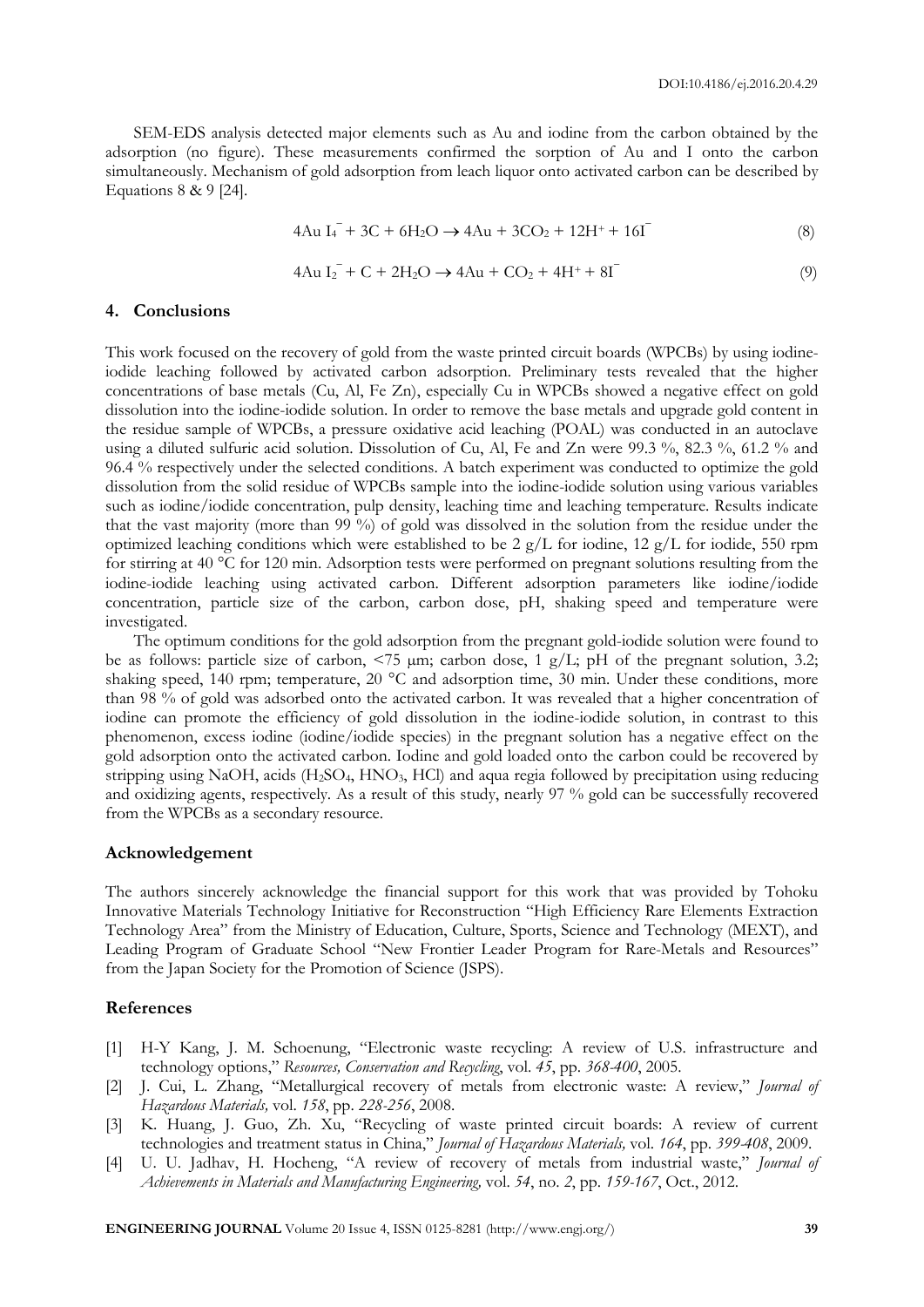SEM-EDS analysis detected major elements such as Au and iodine from the carbon obtained by the adsorption (no figure). These measurements confirmed the sorption of Au and I onto the carbon simultaneously. Mechanism of gold adsorption from leach liquor onto activated carbon can be described by Equations 8 & 9 [24].

$$4AuI_4^- + 3C + 6H_2O \rightarrow 4Au + 3CO_2 + 12H^+ + 16I^- \quad (8)$$

$$4AuI_2^- + C + 2H_2O \rightarrow 4Au + CO_2 + 4H^+ + 8I^- \quad (9)$$

## 4. Conclusions

This work focused on the recovery of gold from the waste printed circuit boards (WPCBs) by using iodine-iodide leaching followed by activated carbon adsorption. Preliminary tests revealed that the higher concentrations of base metals (Cu, Al, Fe Zn), especially Cu in WPCBs showed a negative effect on gold dissolution into the iodine-iodide solution. In order to remove the base metals and upgrade gold content in the residue sample of WPCBs, a pressure oxidative acid leaching (POAL) was conducted in an autoclave using a diluted sulfuric acid solution. Dissolution of Cu, Al, Fe and Zn were 99.3 %, 82.3 %, 61.2 % and 96.4 % respectively under the selected conditions. A batch experiment was conducted to optimize the gold dissolution from the solid residue of WPCBs sample into the iodine-iodide solution using various variables such as iodine/iodide concentration, pulp density, leaching time and leaching temperature. Results indicate that the vast majority (more than 99 %) of gold was dissolved in the solution from the residue under the optimized leaching conditions which were established to be 2 g/L for iodine, 12 g/L for iodide, 550 rpm for stirring at 40 °C for 120 min. Adsorption tests were performed on pregnant solutions resulting from the iodine-iodide leaching using activated carbon. Different adsorption parameters like iodine/iodide concentration, particle size of the carbon, carbon dose, pH, shaking speed and temperature were investigated.

The optimum conditions for the gold adsorption from the pregnant gold-iodide solution were found to be as follows: particle size of carbon, <75 μm; carbon dose, 1 g/L; pH of the pregnant solution, 3.2; shaking speed, 140 rpm; temperature, 20 °C and adsorption time, 30 min. Under these conditions, more than 98 % of gold was adsorbed onto the activated carbon. It was revealed that a higher concentration of iodine can promote the efficiency of gold dissolution in the iodine-iodide solution, in contrast to this phenomenon, excess iodine (iodine/iodide species) in the pregnant solution has a negative effect on the gold adsorption onto the activated carbon. Iodine and gold loaded onto the carbon could be recovered by stripping using NaOH, acids ($H_2SO_4$, $HNO_3$, HCl) and aqua regia followed by precipitation using reducing and oxidizing agents, respectively. As a result of this study, nearly 97 % gold can be successfully recovered from the WPCBs as a secondary resource.

## Acknowledgement

The authors sincerely acknowledge the financial support for this work that was provided by Tohoku Innovative Materials Technology Initiative for Reconstruction "High Efficiency Rare Elements Extraction Technology Area" from the Ministry of Education, Culture, Sports, Science and Technology (MEXT), and Leading Program of Graduate School "New Frontier Leader Program for Rare-Metals and Resources" from the Japan Society for the Promotion of Science (JSPS).

## References

[1] H-Y Kang, J. M. Schoenung, "Electronic waste recycling: A review of U.S. infrastructure and technology options," *Resources, Conservation and Recycling*, vol. *45*, pp. *368-400*, 2005.

[2] J. Cui, L. Zhang, "Metallurgical recovery of metals from electronic waste: A review," *Journal of Hazardous Materials,* vol. *158*, pp. *228-256*, 2008.

[3] K. Huang, J. Guo, Zh. Xu, "Recycling of waste printed circuit boards: A review of current technologies and treatment status in China," *Journal of Hazardous Materials,* vol. *164*, pp. *399-408*, 2009.

[4] U. U. Jadhav, H. Hocheng, "A review of recovery of metals from industrial waste," *Journal of Achievements in Materials and Manufacturing Engineering,* vol. *54*, no. *2*, pp. *159-167*, Oct., 2012.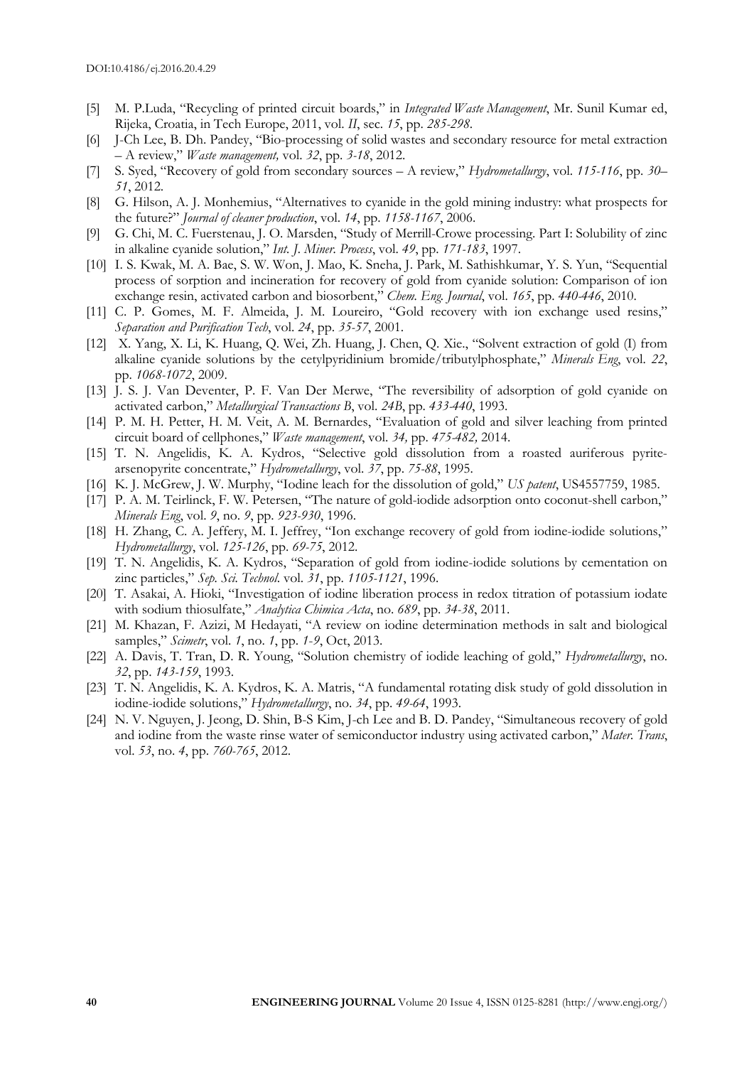[5] M. P.Luda, "Recycling of printed circuit boards," in *Integrated Waste Management*, Mr. Sunil Kumar ed, Rijeka, Croatia, in Tech Europe, 2011, vol. *II*, sec. *15*, pp. *285-298*.

[6] J-Ch Lee, B. Dh. Pandey, "Bio-processing of solid wastes and secondary resource for metal extraction – A review," *Waste management,* vol. *32*, pp. *3-18*, 2012.

[7] S. Syed, "Recovery of gold from secondary sources – A review," *Hydrometallurgy*, vol. *115-116*, pp. *30–51*, 2012.

[8] G. Hilson, A. J. Monhemius, "Alternatives to cyanide in the gold mining industry: what prospects for the future?" *Journal of cleaner production*, vol. *14*, pp. *1158-1167*, 2006.

[9] G. Chi, M. C. Fuerstenau, J. O. Marsden, "Study of Merrill-Crowe processing. Part I: Solubility of zinc in alkaline cyanide solution," *Int. J. Miner. Process*, vol. *49*, pp. *171-183*, 1997.

[10] I. S. Kwak, M. A. Bae, S. W. Won, J. Mao, K. Sneha, J. Park, M. Sathishkumar, Y. S. Yun, "Sequential process of sorption and incineration for recovery of gold from cyanide solution: Comparison of ion exchange resin, activated carbon and biosorbent," *Chem. Eng. Journal*, vol. *165*, pp. *440-446*, 2010.

[11] C. P. Gomes, M. F. Almeida, J. M. Loureiro, "Gold recovery with ion exchange used resins," *Separation and Purification Tech*, vol. *24*, pp. *35-57*, 2001.

[12] X. Yang, X. Li, K. Huang, Q. Wei, Zh. Huang, J. Chen, Q. Xie., "Solvent extraction of gold (I) from alkaline cyanide solutions by the cetylpyridinium bromide/tributylphosphate," *Minerals Eng*, vol. *22*, pp. *1068-1072*, 2009.

[13] J. S. J. Van Deventer, P. F. Van Der Merwe, "The reversibility of adsorption of gold cyanide on activated carbon," *Metallurgical Transactions B*, vol. *24B*, pp. *433-440*, 1993.

[14] P. M. H. Petter, H. M. Veit, A. M. Bernardes, "Evaluation of gold and silver leaching from printed circuit board of cellphones," *Waste management*, vol. *34,* pp. *475-482,* 2014.

[15] T. N. Angelidis, K. A. Kydros, "Selective gold dissolution from a roasted auriferous pyrite-arsenopyrite concentrate," *Hydrometallurgy*, vol. *37*, pp. *75-88*, 1995.

[16] K. J. McGrew, J. W. Murphy, "Iodine leach for the dissolution of gold," *US patent*, US4557759, 1985.

[17] P. A. M. Teirlinck, F. W. Petersen, "The nature of gold-iodide adsorption onto coconut-shell carbon," *Minerals Eng*, vol. *9*, no. *9*, pp. *923-930*, 1996.

[18] H. Zhang, C. A. Jeffery, M. I. Jeffrey, "Ion exchange recovery of gold from iodine-iodide solutions," *Hydrometallurgy*, vol. *125-126*, pp. *69-75*, 2012.

[19] T. N. Angelidis, K. A. Kydros, "Separation of gold from iodine-iodide solutions by cementation on zinc particles," *Sep. Sci. Technol.* vol. *31*, pp. *1105-1121*, 1996.

[20] T. Asakai, A. Hioki, "Investigation of iodine liberation process in redox titration of potassium iodate with sodium thiosulfate," *Analytica Chimica Acta*, no. *689*, pp. *34-38*, 2011.

[21] M. Khazan, F. Azizi, M Hedayati, "A review on iodine determination methods in salt and biological samples," *Scimetr*, vol. *1*, no. *1*, pp. *1-9*, Oct, 2013.

[22] A. Davis, T. Tran, D. R. Young, "Solution chemistry of iodide leaching of gold," *Hydrometallurgy*, no. *32*, pp. *143-159*, 1993.

[23] T. N. Angelidis, K. A. Kydros, K. A. Matris, "A fundamental rotating disk study of gold dissolution in iodine-iodide solutions," *Hydrometallurgy*, no. *34*, pp. *49-64*, 1993.

[24] N. V. Nguyen, J. Jeong, D. Shin, B-S Kim, J-ch Lee and B. D. Pandey, "Simultaneous recovery of gold and iodine from the waste rinse water of semiconductor industry using activated carbon," *Mater. Trans*, vol. *53*, no. *4*, pp. *760-765*, 2012.